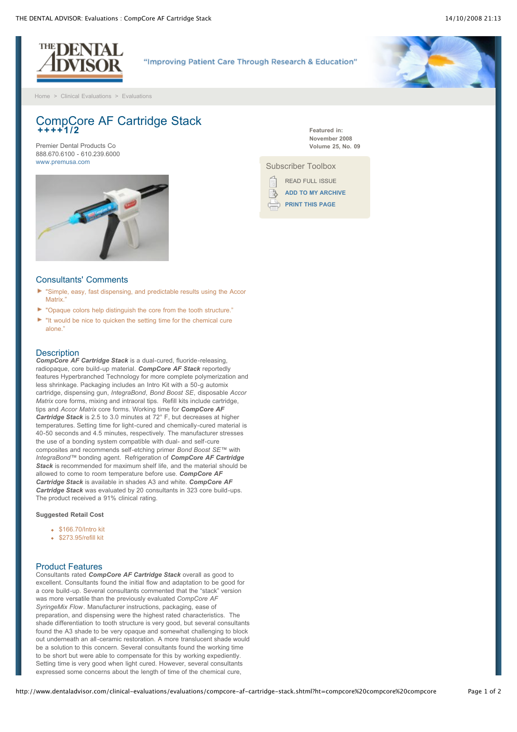# CompCore AF Cartridge Stack

**++++1/2**

Premier Dental Products Co
888.670.6100 - 610.239.6000
www.premusa.com

**Featured in:**
**November 2008**
**Volume 25, No. 09**

## Consultants' Comments

- "Simple, easy, fast dispensing, and predictable results using the Accor Matrix."
- "Opaque colors help distinguish the core from the tooth structure."
- "It would be nice to quicken the setting time for the chemical cure alone."

## Description

***CompCore AF Cartridge Stack*** is a dual-cured, fluoride-releasing, radiopaque, core build-up material. ***CompCore AF Stack*** reportedly features Hyperbranched Technology for more complete polymerization and less shrinkage. Packaging includes an Intro Kit with a 50-g automix cartridge, dispensing gun, *IntegraBond*, *Bond Boost SE*, disposable *Accor Matrix* core forms, mixing and intraoral tips. Refill kits include cartridge, tips and *Accor Matrix* core forms. Working time for ***CompCore AF Cartridge Stack*** is 2.5 to 3.0 minutes at 72° F, but decreases at higher temperatures. Setting time for light-cured and chemically-cured material is 40-50 seconds and 4.5 minutes, respectively. The manufacturer stresses the use of a bonding system compatible with dual- and self-cure composites and recommends self-etching primer *Bond Boost SE™* with *IntegraBond™* bonding agent. Refrigeration of ***CompCore AF Cartridge Stack*** is recommended for maximum shelf life, and the material should be allowed to come to room temperature before use. ***CompCore AF Cartridge Stack*** is available in shades A3 and white. ***CompCore AF Cartridge Stack*** was evaluated by 20 consultants in 323 core build-ups. The product received a 91% clinical rating.

**Suggested Retail Cost**

- $166.70/Intro kit
- $273.95/refill kit

## Product Features

Consultants rated ***CompCore AF Cartridge Stack*** overall as good to excellent. Consultants found the initial flow and adaptation to be good for a core build-up. Several consultants commented that the "stack" version was more versatile than the previously evaluated *CompCore AF SyringeMix Flow*. Manufacturer instructions, packaging, ease of preparation, and dispensing were the highest rated characteristics. The shade differentiation to tooth structure is very good, but several consultants found the A3 shade to be very opaque and somewhat challenging to block out underneath an all-ceramic restoration. A more translucent shade would be a solution to this concern. Several consultants found the working time to be short but were able to compensate for this by working expediently. Setting time is very good when light cured. However, several consultants expressed some concerns about the length of time of the chemical cure,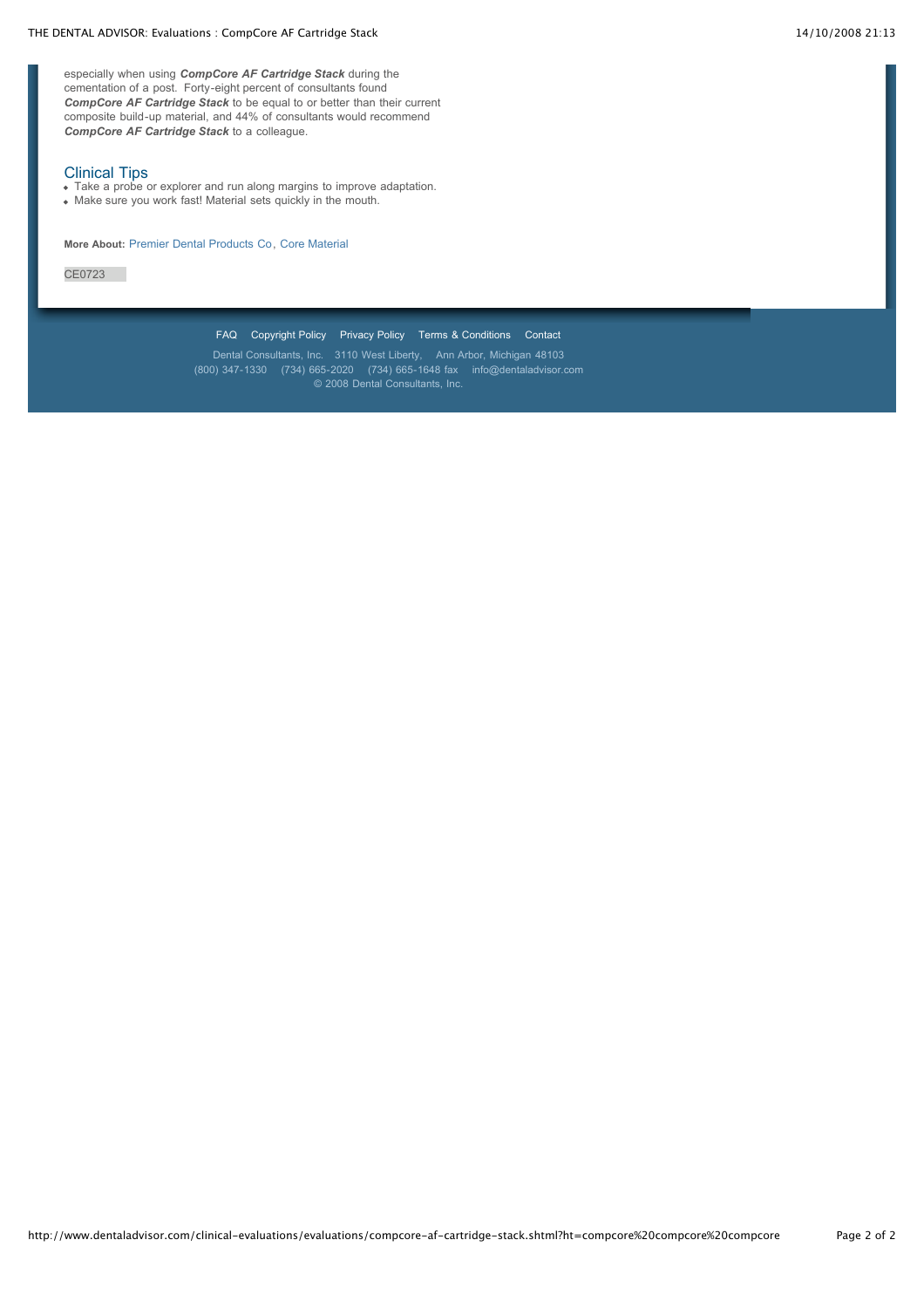especially when using ***CompCore AF Cartridge Stack*** during the cementation of a post. Forty-eight percent of consultants found ***CompCore AF Cartridge Stack*** to be equal to or better than their current composite build-up material, and 44% of consultants would recommend ***CompCore AF Cartridge Stack*** to a colleague.

## Clinical Tips

- Take a probe or explorer and run along margins to improve adaptation.
- Make sure you work fast! Material sets quickly in the mouth.

**More About:** Premier Dental Products Co, Core Material

CE0723

FAQ Copyright Policy Privacy Policy Terms & Conditions Contact

Dental Consultants, Inc. 3110 West Liberty, Ann Arbor, Michigan 48103
(800) 347-1330 (734) 665-2020 (734) 665-1648 fax info@dentaladvisor.com
© 2008 Dental Consultants, Inc.